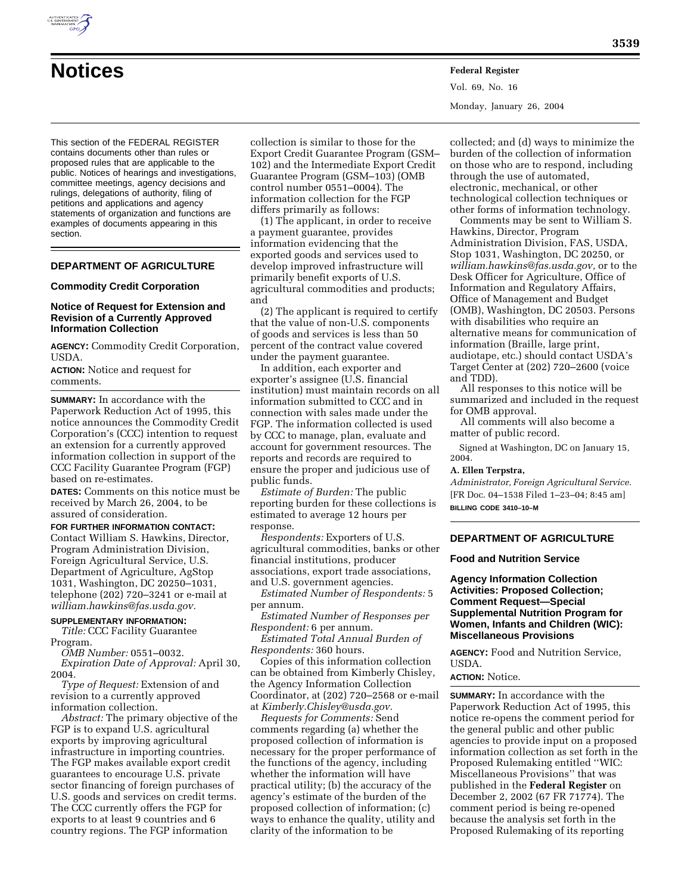# Notices

This section of the FEDERAL REGISTER contains documents other than rules or proposed rules that are applicable to the public. Notices of hearings and investigations, committee meetings, agency decisions and rulings, delegations of authority, filing of petitions and applications and agency statements of organization and functions are examples of documents appearing in this section.

## DEPARTMENT OF AGRICULTURE

### Commodity Credit Corporation

### Notice of Request for Extension and Revision of a Currently Approved Information Collection

**AGENCY:** Commodity Credit Corporation, USDA.

**ACTION:** Notice and request for comments.

**SUMMARY:** In accordance with the Paperwork Reduction Act of 1995, this notice announces the Commodity Credit Corporation's (CCC) intention to request an extension for a currently approved information collection in support of the CCC Facility Guarantee Program (FGP) based on re-estimates.

**DATES:** Comments on this notice must be received by March 26, 2004, to be assured of consideration.

**FOR FURTHER INFORMATION CONTACT:** Contact William S. Hawkins, Director, Program Administration Division, Foreign Agricultural Service, U.S. Department of Agriculture, AgStop 1031, Washington, DC 20250–1031, telephone (202) 720–3241 or e-mail at *william.hawkins@fas.usda.gov.*

**SUPPLEMENTARY INFORMATION:**

*Title:* CCC Facility Guarantee Program.

*OMB Number:* 0551–0032.

*Expiration Date of Approval:* April 30, 2004.

*Type of Request:* Extension of and revision to a currently approved information collection.

*Abstract:* The primary objective of the FGP is to expand U.S. agricultural exports by improving agricultural infrastructure in importing countries. The FGP makes available export credit guarantees to encourage U.S. private sector financing of foreign purchases of U.S. goods and services on credit terms. The CCC currently offers the FGP for exports to at least 9 countries and 6 country regions. The FGP information collection is similar to those for the Export Credit Guarantee Program (GSM–102) and the Intermediate Export Credit Guarantee Program (GSM–103) (OMB control number 0551–0004). The information collection for the FGP differs primarily as follows:

(1) The applicant, in order to receive a payment guarantee, provides information evidencing that the exported goods and services used to develop improved infrastructure will primarily benefit exports of U.S. agricultural commodities and products; and

(2) The applicant is required to certify that the value of non-U.S. components of goods and services is less than 50 percent of the contract value covered under the payment guarantee.

In addition, each exporter and exporter's assignee (U.S. financial institution) must maintain records on all information submitted to CCC and in connection with sales made under the FGP. The information collected is used by CCC to manage, plan, evaluate and account for government resources. The reports and records are required to ensure the proper and judicious use of public funds.

*Estimate of Burden:* The public reporting burden for these collections is estimated to average 12 hours per response.

*Respondents:* Exporters of U.S. agricultural commodities, banks or other financial institutions, producer associations, export trade associations, and U.S. government agencies.

*Estimated Number of Respondents:* 5 per annum.

*Estimated Number of Responses per Respondent:* 6 per annum.

*Estimated Total Annual Burden of Respondents:* 360 hours.

Copies of this information collection can be obtained from Kimberly Chisley, the Agency Information Collection Coordinator, at (202) 720–2568 or e-mail at *Kimberly.Chisley@usda.gov.*

*Requests for Comments:* Send comments regarding (a) whether the proposed collection of information is necessary for the proper performance of the functions of the agency, including whether the information will have practical utility; (b) the accuracy of the agency's estimate of the burden of the proposed collection of information; (c) ways to enhance the quality, utility and clarity of the information to be collected; and (d) ways to minimize the burden of the collection of information on those who are to respond, including through the use of automated, electronic, mechanical, or other technological collection techniques or other forms of information technology.

Comments may be sent to William S. Hawkins, Director, Program Administration Division, FAS, USDA, Stop 1031, Washington, DC 20250, or *william.hawkins@fas.usda.gov,* or to the Desk Officer for Agriculture, Office of Information and Regulatory Affairs, Office of Management and Budget (OMB), Washington, DC 20503. Persons with disabilities who require an alternative means for communication of information (Braille, large print, audiotape, etc.) should contact USDA's Target Center at (202) 720–2600 (voice and TDD).

All responses to this notice will be summarized and included in the request for OMB approval.

All comments will also become a matter of public record.

Signed at Washington, DC on January 15, 2004.

**A. Ellen Terpstra,**

*Administrator, Foreign Agricultural Service.*

[FR Doc. 04–1538 Filed 1–23–04; 8:45 am]

**BILLING CODE 3410–10–M**

## DEPARTMENT OF AGRICULTURE

### Food and Nutrition Service

### Agency Information Collection Activities: Proposed Collection; Comment Request—Special Supplemental Nutrition Program for Women, Infants and Children (WIC): Miscellaneous Provisions

**AGENCY:** Food and Nutrition Service, USDA.

**ACTION:** Notice.

**SUMMARY:** In accordance with the Paperwork Reduction Act of 1995, this notice re-opens the comment period for the general public and other public agencies to provide input on a proposed information collection as set forth in the Proposed Rulemaking entitled ''WIC: Miscellaneous Provisions'' that was published in the **Federal Register** on December 2, 2002 (67 FR 71774). The comment period is being re-opened because the analysis set forth in the Proposed Rulemaking of its reporting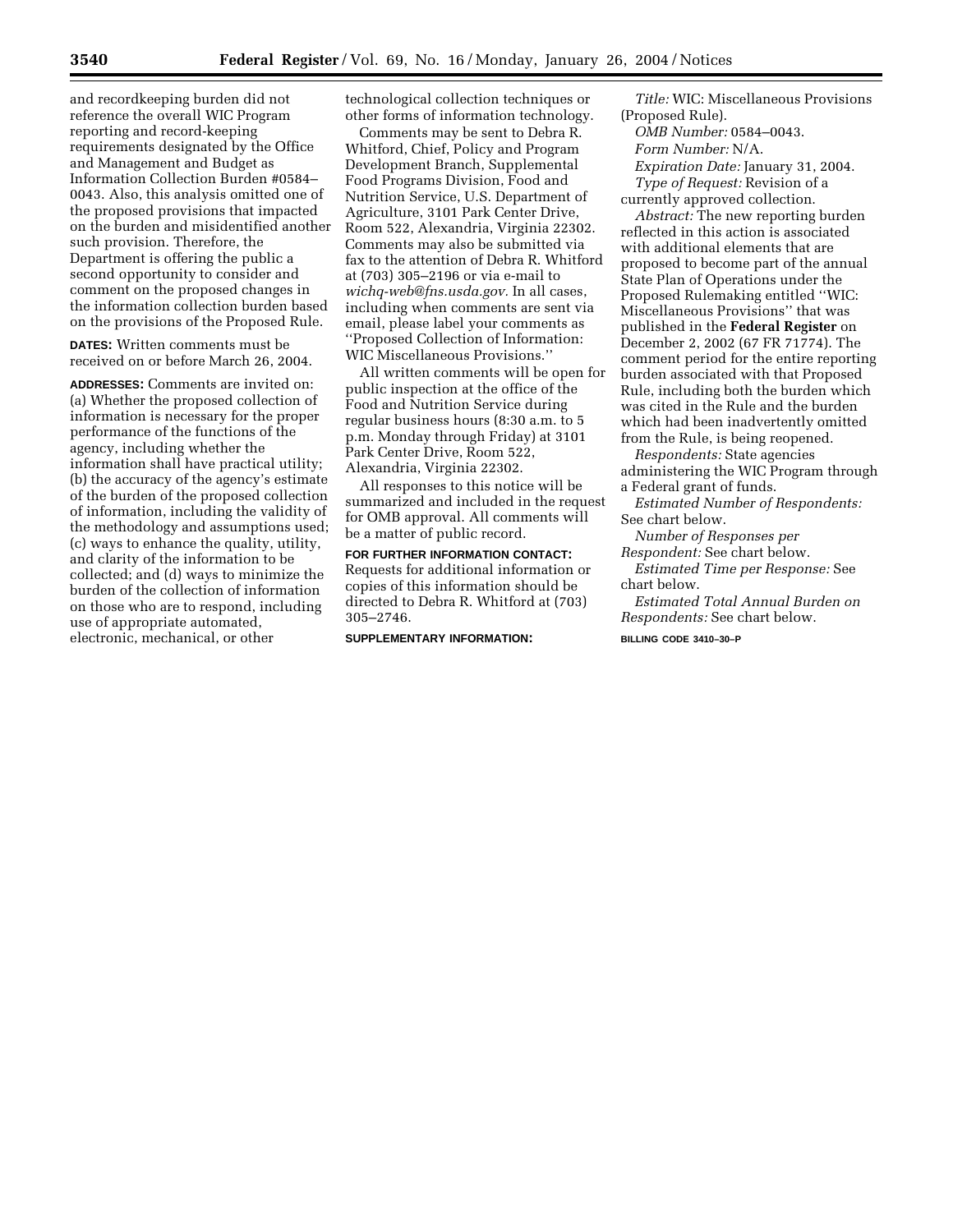and recordkeeping burden did not reference the overall WIC Program reporting and record-keeping requirements designated by the Office and Management and Budget as Information Collection Burden #0584–0043. Also, this analysis omitted one of the proposed provisions that impacted on the burden and misidentified another such provision. Therefore, the Department is offering the public a second opportunity to consider and comment on the proposed changes in the information collection burden based on the provisions of the Proposed Rule.

**DATES:** Written comments must be received on or before March 26, 2004.

**ADDRESSES:** Comments are invited on: (a) Whether the proposed collection of information is necessary for the proper performance of the functions of the agency, including whether the information shall have practical utility; (b) the accuracy of the agency's estimate of the burden of the proposed collection of information, including the validity of the methodology and assumptions used; (c) ways to enhance the quality, utility, and clarity of the information to be collected; and (d) ways to minimize the burden of the collection of information on those who are to respond, including use of appropriate automated, electronic, mechanical, or other technological collection techniques or other forms of information technology.

Comments may be sent to Debra R. Whitford, Chief, Policy and Program Development Branch, Supplemental Food Programs Division, Food and Nutrition Service, U.S. Department of Agriculture, 3101 Park Center Drive, Room 522, Alexandria, Virginia 22302. Comments may also be submitted via fax to the attention of Debra R. Whitford at (703) 305–2196 or via e-mail to *wichq-web@fns.usda.gov*. In all cases, including when comments are sent via email, please label your comments as ''Proposed Collection of Information: WIC Miscellaneous Provisions.''

All written comments will be open for public inspection at the office of the Food and Nutrition Service during regular business hours (8:30 a.m. to 5 p.m. Monday through Friday) at 3101 Park Center Drive, Room 522, Alexandria, Virginia 22302.

All responses to this notice will be summarized and included in the request for OMB approval. All comments will be a matter of public record.

**FOR FURTHER INFORMATION CONTACT:** Requests for additional information or copies of this information should be directed to Debra R. Whitford at (703) 305–2746.

**SUPPLEMENTARY INFORMATION:**

*Title:* WIC: Miscellaneous Provisions (Proposed Rule).

*OMB Number:* 0584–0043.

*Form Number:* N/A.

*Expiration Date:* January 31, 2004.

*Type of Request:* Revision of a currently approved collection.

*Abstract:* The new reporting burden reflected in this action is associated with additional elements that are proposed to become part of the annual State Plan of Operations under the Proposed Rulemaking entitled ''WIC: Miscellaneous Provisions'' that was published in the **Federal Register** on December 2, 2002 (67 FR 71774). The comment period for the entire reporting burden associated with that Proposed Rule, including both the burden which was cited in the Rule and the burden which had been inadvertently omitted from the Rule, is being reopened.

*Respondents:* State agencies administering the WIC Program through a Federal grant of funds.

*Estimated Number of Respondents:* See chart below.

*Number of Responses per Respondent:* See chart below.

*Estimated Time per Response:* See chart below.

*Estimated Total Annual Burden on Respondents:* See chart below.

BILLING CODE 3410–30–P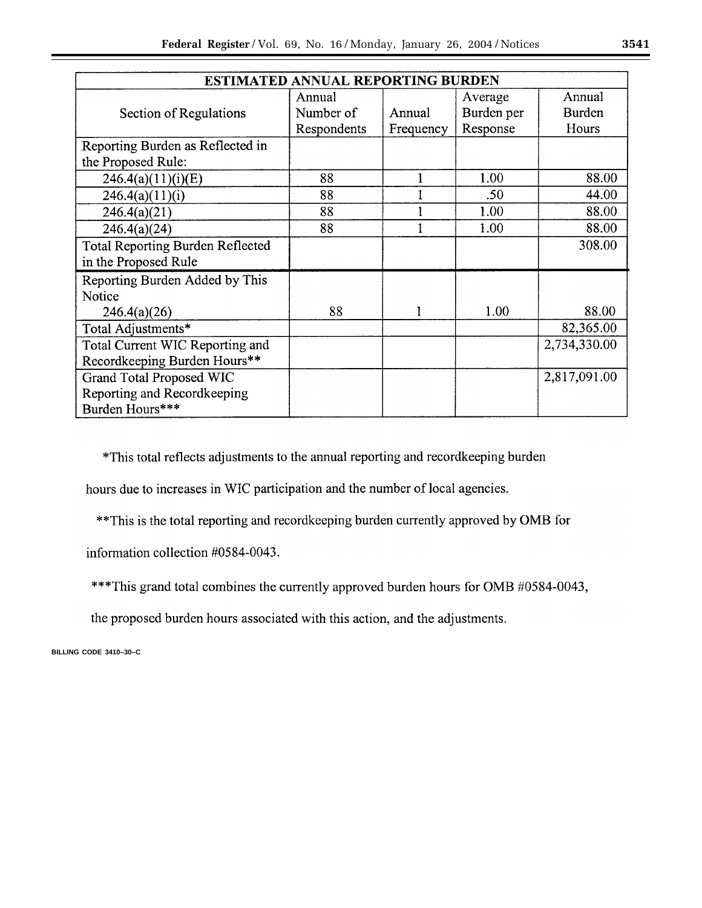| ESTIMATED ANNUAL REPORTING BURDEN | | | | |
|---|---|---|---|---|
| Section of Regulations | Annual Number of Respondents | Annual Frequency | Average Burden per Response | Annual Burden Hours |
| Reporting Burden as Reflected in the Proposed Rule: | | | | |
| 246.4(a)(11)(i)(E) | 88 | 1 | 1.00 | 88.00 |
| 246.4(a)(11)(i) | 88 | 1 | .50 | 44.00 |
| 246.4(a)(21) | 88 | 1 | 1.00 | 88.00 |
| 246.4(a)(24) | 88 | 1 | 1.00 | 88.00 |
| Total Reporting Burden Reflected in the Proposed Rule | | | | 308.00 |
| Reporting Burden Added by This Notice 246.4(a)(26) | 88 | 1 | 1.00 | 88.00 |
| Total Adjustments* | | | | 82,365.00 |
| Total Current WIC Reporting and Recordkeeping Burden Hours** | | | | 2,734,330.00 |
| Grand Total Proposed WIC Reporting and Recordkeeping Burden Hours*** | | | | 2,817,091.00 |

*This total reflects adjustments to the annual reporting and recordkeeping burden hours due to increases in WIC participation and the number of local agencies.

**This is the total reporting and recordkeeping burden currently approved by OMB for information collection #0584-0043.

***This grand total combines the currently approved burden hours for OMB #0584-0043, the proposed burden hours associated with this action, and the adjustments.

BILLING CODE 3410–30–C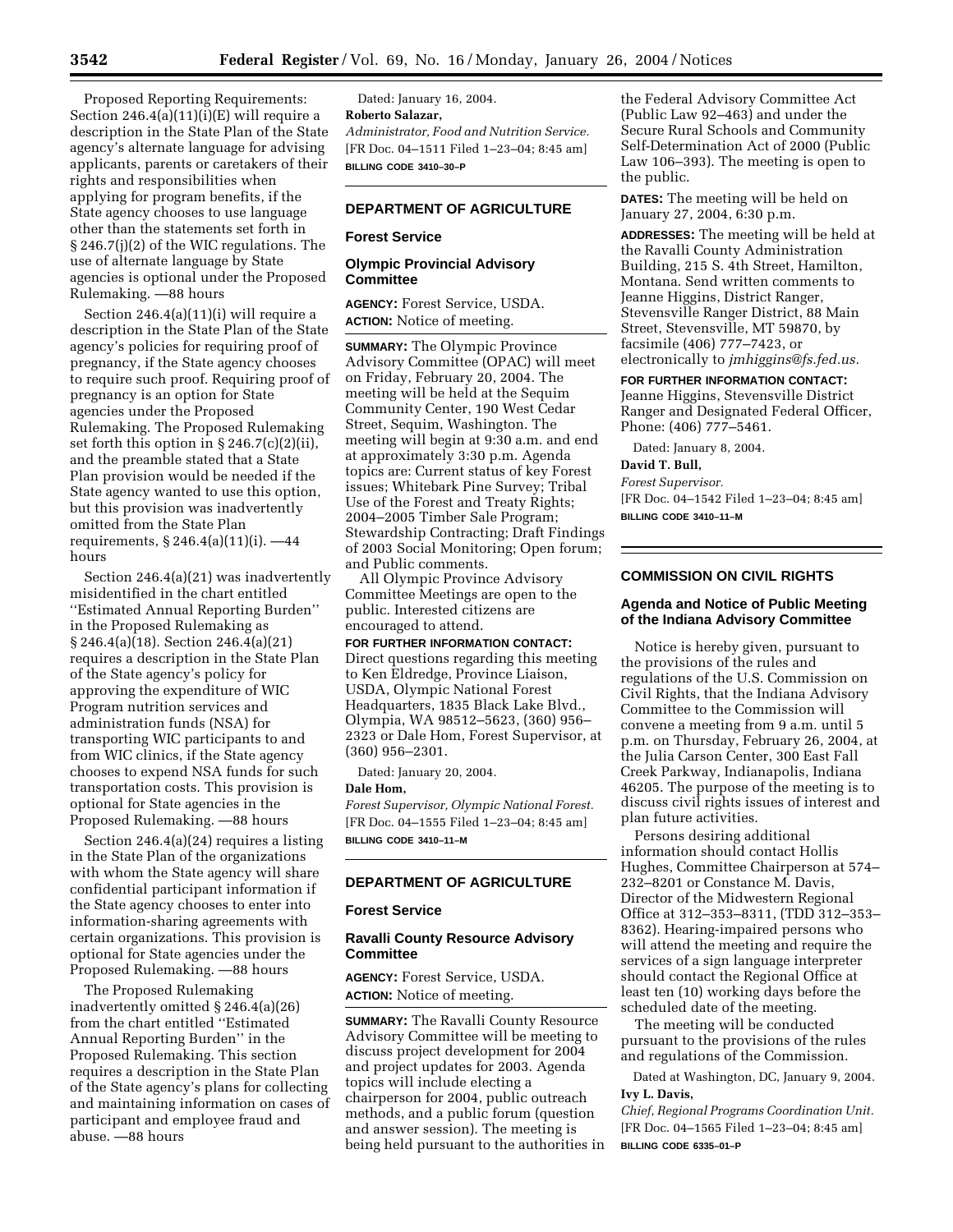Proposed Reporting Requirements: Section 246.4(a)(11)(i)(E) will require a description in the State Plan of the State agency's alternate language for advising applicants, parents or caretakers of their rights and responsibilities when applying for program benefits, if the State agency chooses to use language other than the statements set forth in § 246.7(j)(2) of the WIC regulations. The use of alternate language by State agencies is optional under the Proposed Rulemaking. —88 hours

Section 246.4(a)(11)(i) will require a description in the State Plan of the State agency's policies for requiring proof of pregnancy, if the State agency chooses to require such proof. Requiring proof of pregnancy is an option for State agencies under the Proposed Rulemaking. The Proposed Rulemaking set forth this option in § 246.7(c)(2)(ii), and the preamble stated that a State Plan provision would be needed if the State agency wanted to use this option, but this provision was inadvertently omitted from the State Plan requirements, § 246.4(a)(11)(i). —44 hours

Section 246.4(a)(21) was inadvertently misidentified in the chart entitled ''Estimated Annual Reporting Burden'' in the Proposed Rulemaking as § 246.4(a)(18). Section 246.4(a)(21) requires a description in the State Plan of the State agency's policy for approving the expenditure of WIC Program nutrition services and administration funds (NSA) for transporting WIC participants to and from WIC clinics, if the State agency chooses to expend NSA funds for such transportation costs. This provision is optional for State agencies in the Proposed Rulemaking. —88 hours

Section 246.4(a)(24) requires a listing in the State Plan of the organizations with whom the State agency will share confidential participant information if the State agency chooses to enter into information-sharing agreements with certain organizations. This provision is optional for State agencies under the Proposed Rulemaking. —88 hours

The Proposed Rulemaking inadvertently omitted § 246.4(a)(26) from the chart entitled ''Estimated Annual Reporting Burden'' in the Proposed Rulemaking. This section requires a description in the State Plan of the State agency's plans for collecting and maintaining information on cases of participant and employee fraud and abuse. —88 hours

Dated: January 16, 2004.

**Roberto Salazar,**

*Administrator, Food and Nutrition Service.*

[FR Doc. 04–1511 Filed 1–23–04; 8:45 am]

**BILLING CODE 3410–30–P**

## DEPARTMENT OF AGRICULTURE

### Forest Service

### Olympic Provincial Advisory Committee

**AGENCY:** Forest Service, USDA.

**ACTION:** Notice of meeting.

**SUMMARY:** The Olympic Province Advisory Committee (OPAC) will meet on Friday, February 20, 2004. The meeting will be held at the Sequim Community Center, 190 West Cedar Street, Sequim, Washington. The meeting will begin at 9:30 a.m. and end at approximately 3:30 p.m. Agenda topics are: Current status of key Forest issues; Whitebark Pine Survey; Tribal Use of the Forest and Treaty Rights; 2004–2005 Timber Sale Program; Stewardship Contracting; Draft Findings of 2003 Social Monitoring; Open forum; and Public comments.

All Olympic Province Advisory Committee Meetings are open to the public. Interested citizens are encouraged to attend.

**FOR FURTHER INFORMATION CONTACT:** Direct questions regarding this meeting to Ken Eldredge, Province Liaison, USDA, Olympic National Forest Headquarters, 1835 Black Lake Blvd., Olympia, WA 98512–5623, (360) 956–2323 or Dale Hom, Forest Supervisor, at (360) 956–2301.

Dated: January 20, 2004.

**Dale Hom,**

*Forest Supervisor, Olympic National Forest.*

[FR Doc. 04–1555 Filed 1–23–04; 8:45 am]

**BILLING CODE 3410–11–M**

## DEPARTMENT OF AGRICULTURE

### Forest Service

### Ravalli County Resource Advisory Committee

**AGENCY:** Forest Service, USDA.

**ACTION:** Notice of meeting.

**SUMMARY:** The Ravalli County Resource Advisory Committee will be meeting to discuss project development for 2004 and project updates for 2003. Agenda topics will include electing a chairperson for 2004, public outreach methods, and a public forum (question and answer session). The meeting is being held pursuant to the authorities in the Federal Advisory Committee Act (Public Law 92–463) and under the Secure Rural Schools and Community Self-Determination Act of 2000 (Public Law 106–393). The meeting is open to the public.

**DATES:** The meeting will be held on January 27, 2004, 6:30 p.m.

**ADDRESSES:** The meeting will be held at the Ravalli County Administration Building, 215 S. 4th Street, Hamilton, Montana. Send written comments to Jeanne Higgins, District Ranger, Stevensville Ranger District, 88 Main Street, Stevensville, MT 59870, by facsimile (406) 777–7423, or electronically to *jmhiggins@fs.fed.us.*

**FOR FURTHER INFORMATION CONTACT:** Jeanne Higgins, Stevensville District Ranger and Designated Federal Officer, Phone: (406) 777–5461.

Dated: January 8, 2004.

**David T. Bull,**

*Forest Supervisor.*

[FR Doc. 04–1542 Filed 1–23–04; 8:45 am]

**BILLING CODE 3410–11–M**

## COMMISSION ON CIVIL RIGHTS

### Agenda and Notice of Public Meeting of the Indiana Advisory Committee

Notice is hereby given, pursuant to the provisions of the rules and regulations of the U.S. Commission on Civil Rights, that the Indiana Advisory Committee to the Commission will convene a meeting from 9 a.m. until 5 p.m. on Thursday, February 26, 2004, at the Julia Carson Center, 300 East Fall Creek Parkway, Indianapolis, Indiana 46205. The purpose of the meeting is to discuss civil rights issues of interest and plan future activities.

Persons desiring additional information should contact Hollis Hughes, Committee Chairperson at 574–232–8201 or Constance M. Davis, Director of the Midwestern Regional Office at 312–353–8311, (TDD 312–353–8362). Hearing-impaired persons who will attend the meeting and require the services of a sign language interpreter should contact the Regional Office at least ten (10) working days before the scheduled date of the meeting.

The meeting will be conducted pursuant to the provisions of the rules and regulations of the Commission.

Dated at Washington, DC, January 9, 2004.

**Ivy L. Davis,**

*Chief, Regional Programs Coordination Unit.*

[FR Doc. 04–1565 Filed 1–23–04; 8:45 am]

**BILLING CODE 6335–01–P**